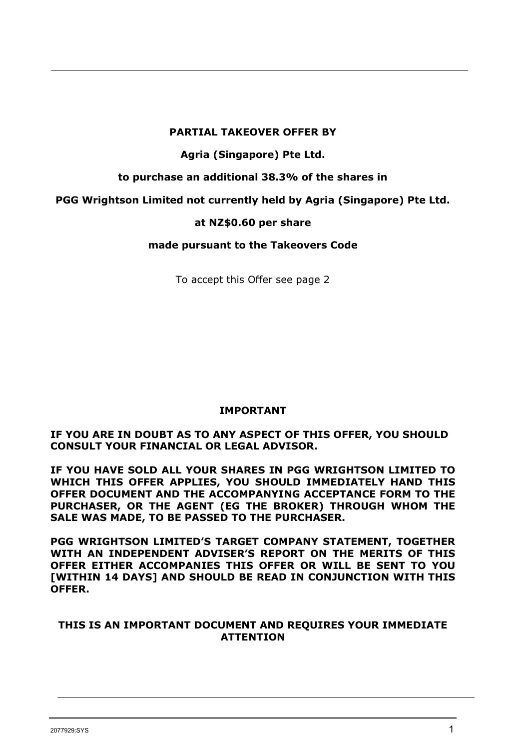**PARTIAL TAKEOVER OFFER BY**

**Agria (Singapore) Pte Ltd.**

**to purchase an additional 38.3% of the shares in**

**PGG Wrightson Limited not currently held by Agria (Singapore) Pte Ltd.**

**at NZ$0.60 per share**

**made pursuant to the Takeovers Code**

To accept this Offer see page 2

**IMPORTANT**

**IF YOU ARE IN DOUBT AS TO ANY ASPECT OF THIS OFFER, YOU SHOULD CONSULT YOUR FINANCIAL OR LEGAL ADVISOR.**

**IF YOU HAVE SOLD ALL YOUR SHARES IN PGG WRIGHTSON LIMITED TO WHICH THIS OFFER APPLIES, YOU SHOULD IMMEDIATELY HAND THIS OFFER DOCUMENT AND THE ACCOMPANYING ACCEPTANCE FORM TO THE PURCHASER, OR THE AGENT (EG THE BROKER) THROUGH WHOM THE SALE WAS MADE, TO BE PASSED TO THE PURCHASER.**

**PGG WRIGHTSON LIMITED'S TARGET COMPANY STATEMENT, TOGETHER WITH AN INDEPENDENT ADVISER'S REPORT ON THE MERITS OF THIS OFFER EITHER ACCOMPANIES THIS OFFER OR WILL BE SENT TO YOU [WITHIN 14 DAYS] AND SHOULD BE READ IN CONJUNCTION WITH THIS OFFER.**

**THIS IS AN IMPORTANT DOCUMENT AND REQUIRES YOUR IMMEDIATE ATTENTION**

2077929:SYS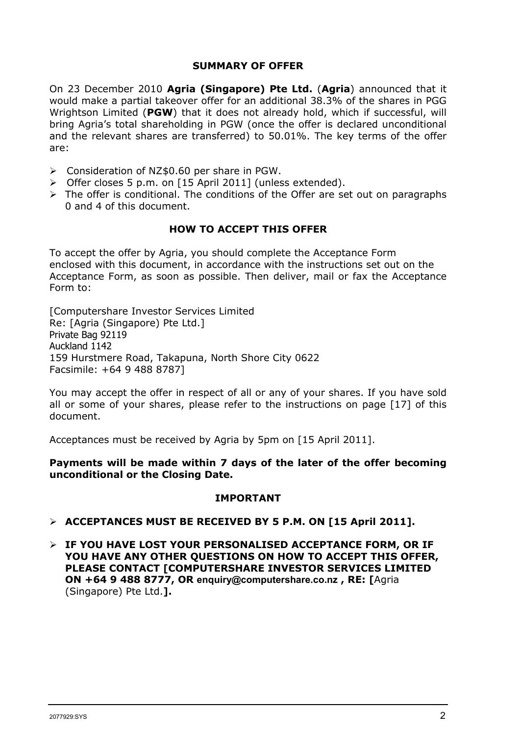## SUMMARY OF OFFER

On 23 December 2010 **Agria (Singapore) Pte Ltd.** (**Agria**) announced that it would make a partial takeover offer for an additional 38.3% of the shares in PGG Wrightson Limited (**PGW**) that it does not already hold, which if successful, will bring Agria's total shareholding in PGW (once the offer is declared unconditional and the relevant shares are transferred) to 50.01%. The key terms of the offer are:

- Consideration of NZ$0.60 per share in PGW.
- Offer closes 5 p.m. on [15 April 2011] (unless extended).
- The offer is conditional. The conditions of the Offer are set out on paragraphs 0 and 4 of this document.

## HOW TO ACCEPT THIS OFFER

To accept the offer by Agria, you should complete the Acceptance Form enclosed with this document, in accordance with the instructions set out on the Acceptance Form, as soon as possible. Then deliver, mail or fax the Acceptance Form to:

[Computershare Investor Services Limited
Re: [Agria (Singapore) Pte Ltd.]
Private Bag 92119
Auckland 1142
159 Hurstmere Road, Takapuna, North Shore City 0622
Facsimile: +64 9 488 8787]

You may accept the offer in respect of all or any of your shares. If you have sold all or some of your shares, please refer to the instructions on page [17] of this document.

Acceptances must be received by Agria by 5pm on [15 April 2011].

**Payments will be made within 7 days of the later of the offer becoming unconditional or the Closing Date.**

## IMPORTANT

- **ACCEPTANCES MUST BE RECEIVED BY 5 P.M. ON [15 April 2011].**
- **IF YOU HAVE LOST YOUR PERSONALISED ACCEPTANCE FORM, OR IF YOU HAVE ANY OTHER QUESTIONS ON HOW TO ACCEPT THIS OFFER, PLEASE CONTACT [COMPUTERSHARE INVESTOR SERVICES LIMITED ON +64 9 488 8777, OR enquiry@computershare.co.nz , RE: [**Agria (Singapore) Pte Ltd.**].**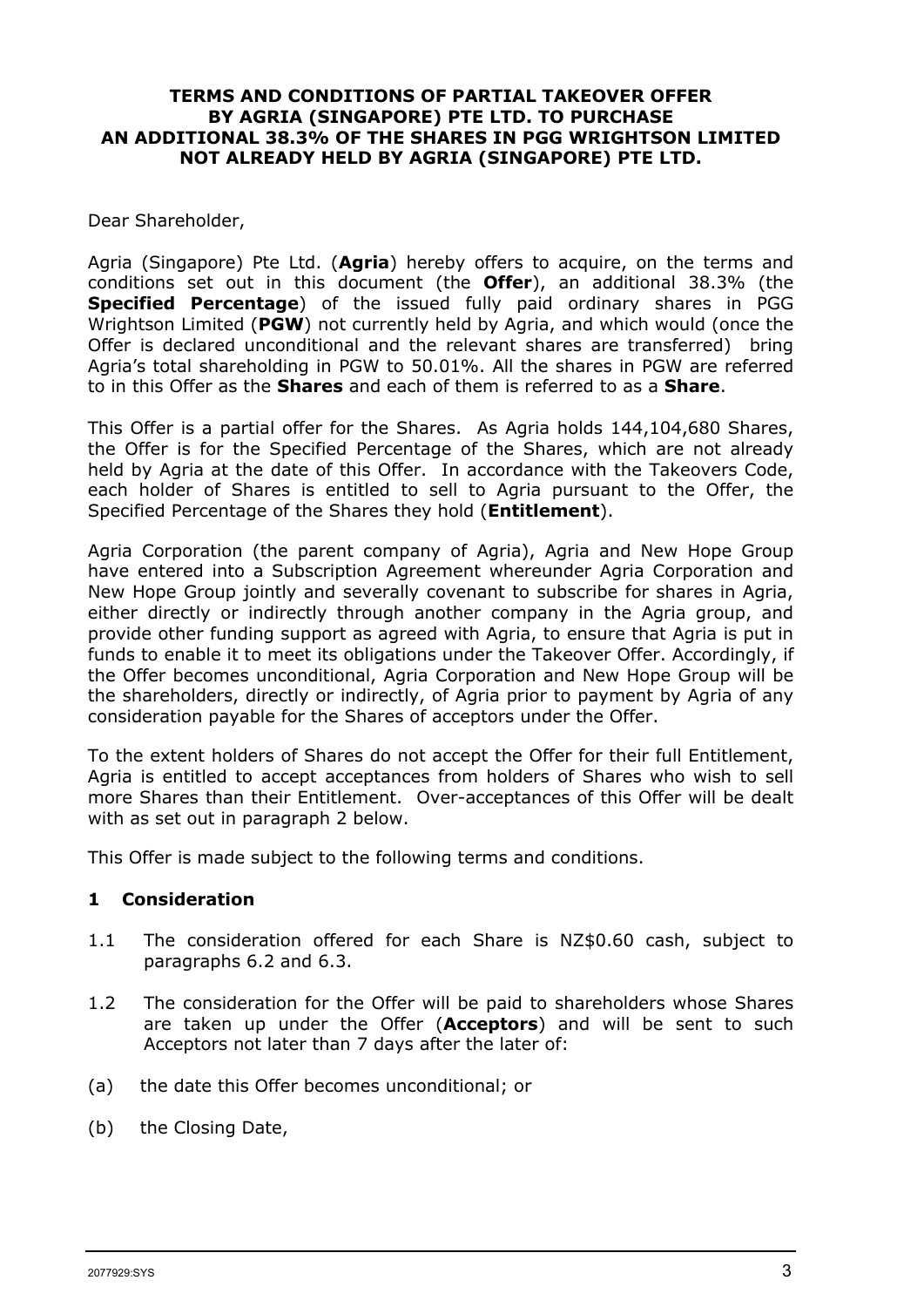**TERMS AND CONDITIONS OF PARTIAL TAKEOVER OFFER BY AGRIA (SINGAPORE) PTE LTD. TO PURCHASE AN ADDITIONAL 38.3% OF THE SHARES IN PGG WRIGHTSON LIMITED NOT ALREADY HELD BY AGRIA (SINGAPORE) PTE LTD.**

Dear Shareholder,

Agria (Singapore) Pte Ltd. (**Agria**) hereby offers to acquire, on the terms and conditions set out in this document (the **Offer**), an additional 38.3% (the **Specified Percentage**) of the issued fully paid ordinary shares in PGG Wrightson Limited (**PGW**) not currently held by Agria, and which would (once the Offer is declared unconditional and the relevant shares are transferred) bring Agria's total shareholding in PGW to 50.01%. All the shares in PGW are referred to in this Offer as the **Shares** and each of them is referred to as a **Share**.

This Offer is a partial offer for the Shares. As Agria holds 144,104,680 Shares, the Offer is for the Specified Percentage of the Shares, which are not already held by Agria at the date of this Offer. In accordance with the Takeovers Code, each holder of Shares is entitled to sell to Agria pursuant to the Offer, the Specified Percentage of the Shares they hold (**Entitlement**).

Agria Corporation (the parent company of Agria), Agria and New Hope Group have entered into a Subscription Agreement whereunder Agria Corporation and New Hope Group jointly and severally covenant to subscribe for shares in Agria, either directly or indirectly through another company in the Agria group, and provide other funding support as agreed with Agria, to ensure that Agria is put in funds to enable it to meet its obligations under the Takeover Offer. Accordingly, if the Offer becomes unconditional, Agria Corporation and New Hope Group will be the shareholders, directly or indirectly, of Agria prior to payment by Agria of any consideration payable for the Shares of acceptors under the Offer.

To the extent holders of Shares do not accept the Offer for their full Entitlement, Agria is entitled to accept acceptances from holders of Shares who wish to sell more Shares than their Entitlement. Over-acceptances of this Offer will be dealt with as set out in paragraph 2 below.

This Offer is made subject to the following terms and conditions.

## 1 Consideration

1.1 The consideration offered for each Share is NZ$0.60 cash, subject to paragraphs 6.2 and 6.3.

1.2 The consideration for the Offer will be paid to shareholders whose Shares are taken up under the Offer (**Acceptors**) and will be sent to such Acceptors not later than 7 days after the later of:

(a) the date this Offer becomes unconditional; or

(b) the Closing Date,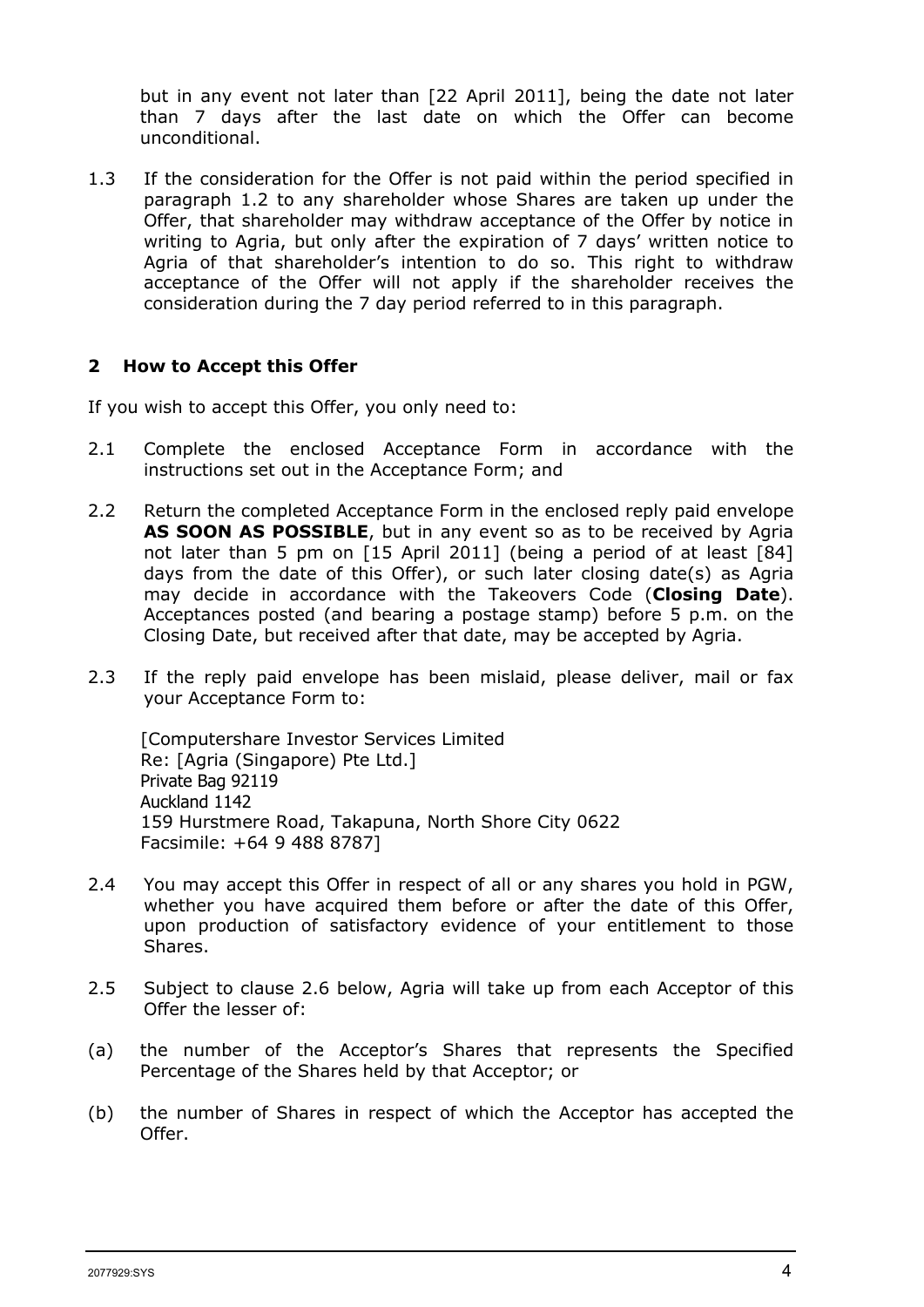but in any event not later than [22 April 2011], being the date not later than 7 days after the last date on which the Offer can become unconditional.

1.3 If the consideration for the Offer is not paid within the period specified in paragraph 1.2 to any shareholder whose Shares are taken up under the Offer, that shareholder may withdraw acceptance of the Offer by notice in writing to Agria, but only after the expiration of 7 days' written notice to Agria of that shareholder's intention to do so. This right to withdraw acceptance of the Offer will not apply if the shareholder receives the consideration during the 7 day period referred to in this paragraph.

## 2 How to Accept this Offer

If you wish to accept this Offer, you only need to:

2.1 Complete the enclosed Acceptance Form in accordance with the instructions set out in the Acceptance Form; and

2.2 Return the completed Acceptance Form in the enclosed reply paid envelope **AS SOON AS POSSIBLE**, but in any event so as to be received by Agria not later than 5 pm on [15 April 2011] (being a period of at least [84] days from the date of this Offer), or such later closing date(s) as Agria may decide in accordance with the Takeovers Code (**Closing Date**). Acceptances posted (and bearing a postage stamp) before 5 p.m. on the Closing Date, but received after that date, may be accepted by Agria.

2.3 If the reply paid envelope has been mislaid, please deliver, mail or fax your Acceptance Form to:

[Computershare Investor Services Limited
Re: [Agria (Singapore) Pte Ltd.]
Private Bag 92119
Auckland 1142
159 Hurstmere Road, Takapuna, North Shore City 0622
Facsimile: +64 9 488 8787]

2.4 You may accept this Offer in respect of all or any shares you hold in PGW, whether you have acquired them before or after the date of this Offer, upon production of satisfactory evidence of your entitlement to those Shares.

2.5 Subject to clause 2.6 below, Agria will take up from each Acceptor of this Offer the lesser of:

(a) the number of the Acceptor's Shares that represents the Specified Percentage of the Shares held by that Acceptor; or

(b) the number of Shares in respect of which the Acceptor has accepted the Offer.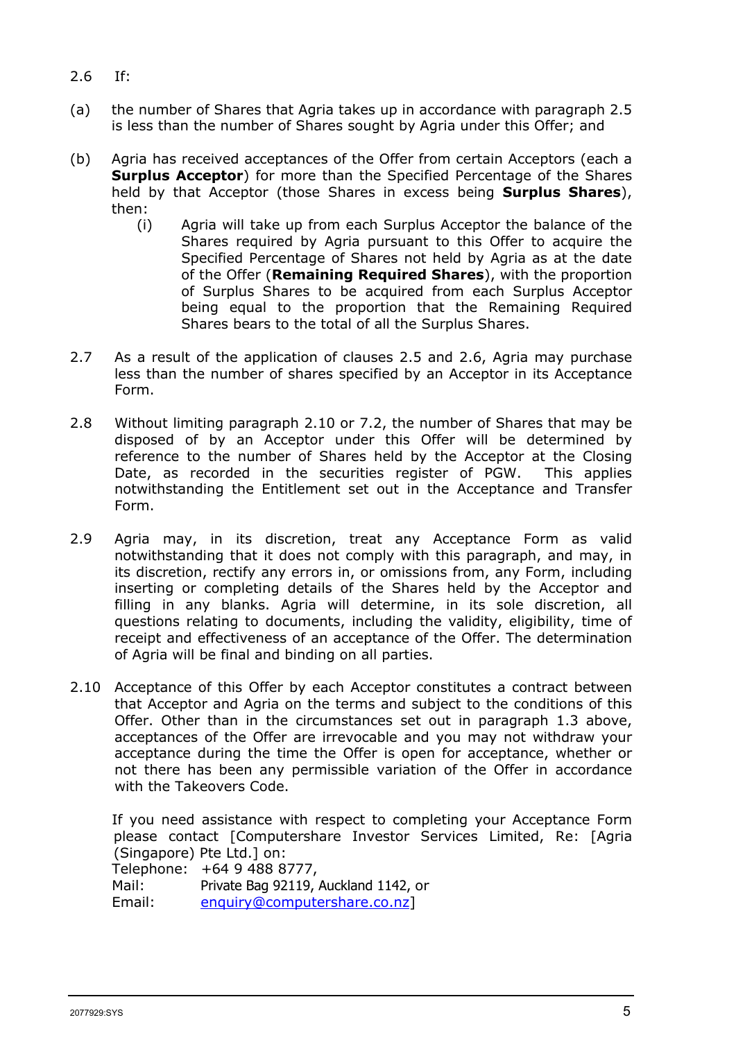2.6 If:

(a) the number of Shares that Agria takes up in accordance with paragraph 2.5 is less than the number of Shares sought by Agria under this Offer; and

(b) Agria has received acceptances of the Offer from certain Acceptors (each a **Surplus Acceptor**) for more than the Specified Percentage of the Shares held by that Acceptor (those Shares in excess being **Surplus Shares**), then:

   (i) Agria will take up from each Surplus Acceptor the balance of the Shares required by Agria pursuant to this Offer to acquire the Specified Percentage of Shares not held by Agria as at the date of the Offer (**Remaining Required Shares**), with the proportion of Surplus Shares to be acquired from each Surplus Acceptor being equal to the proportion that the Remaining Required Shares bears to the total of all the Surplus Shares.

2.7 As a result of the application of clauses 2.5 and 2.6, Agria may purchase less than the number of shares specified by an Acceptor in its Acceptance Form.

2.8 Without limiting paragraph 2.10 or 7.2, the number of Shares that may be disposed of by an Acceptor under this Offer will be determined by reference to the number of Shares held by the Acceptor at the Closing Date, as recorded in the securities register of PGW. This applies notwithstanding the Entitlement set out in the Acceptance and Transfer Form.

2.9 Agria may, in its discretion, treat any Acceptance Form as valid notwithstanding that it does not comply with this paragraph, and may, in its discretion, rectify any errors in, or omissions from, any Form, including inserting or completing details of the Shares held by the Acceptor and filling in any blanks. Agria will determine, in its sole discretion, all questions relating to documents, including the validity, eligibility, time of receipt and effectiveness of an acceptance of the Offer. The determination of Agria will be final and binding on all parties.

2.10 Acceptance of this Offer by each Acceptor constitutes a contract between that Acceptor and Agria on the terms and subject to the conditions of this Offer. Other than in the circumstances set out in paragraph 1.3 above, acceptances of the Offer are irrevocable and you may not withdraw your acceptance during the time the Offer is open for acceptance, whether or not there has been any permissible variation of the Offer in accordance with the Takeovers Code.

If you need assistance with respect to completing your Acceptance Form please contact [Computershare Investor Services Limited, Re: [Agria (Singapore) Pte Ltd.] on:

Telephone: +64 9 488 8777,
Mail: Private Bag 92119, Auckland 1142, or
Email: enquiry@computershare.co.nz]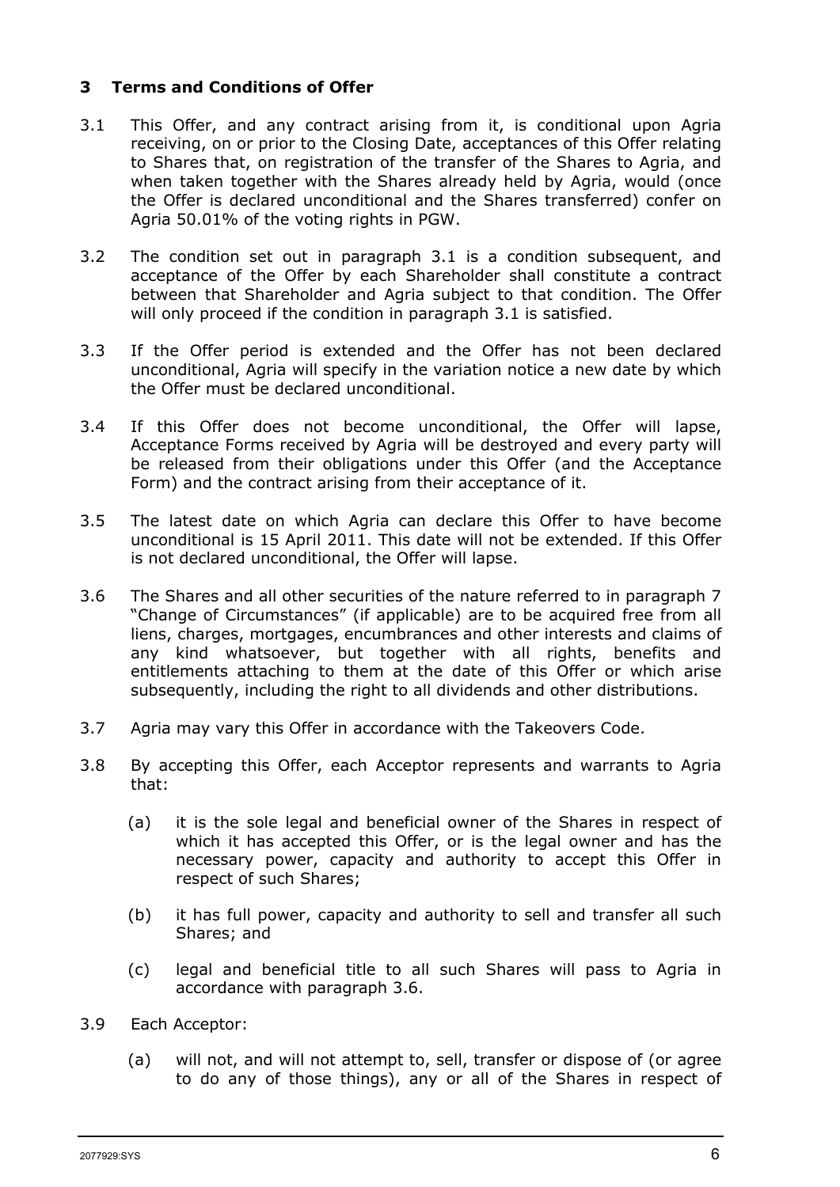## 3 Terms and Conditions of Offer

3.1 This Offer, and any contract arising from it, is conditional upon Agria receiving, on or prior to the Closing Date, acceptances of this Offer relating to Shares that, on registration of the transfer of the Shares to Agria, and when taken together with the Shares already held by Agria, would (once the Offer is declared unconditional and the Shares transferred) confer on Agria 50.01% of the voting rights in PGW.

3.2 The condition set out in paragraph 3.1 is a condition subsequent, and acceptance of the Offer by each Shareholder shall constitute a contract between that Shareholder and Agria subject to that condition. The Offer will only proceed if the condition in paragraph 3.1 is satisfied.

3.3 If the Offer period is extended and the Offer has not been declared unconditional, Agria will specify in the variation notice a new date by which the Offer must be declared unconditional.

3.4 If this Offer does not become unconditional, the Offer will lapse, Acceptance Forms received by Agria will be destroyed and every party will be released from their obligations under this Offer (and the Acceptance Form) and the contract arising from their acceptance of it.

3.5 The latest date on which Agria can declare this Offer to have become unconditional is 15 April 2011. This date will not be extended. If this Offer is not declared unconditional, the Offer will lapse.

3.6 The Shares and all other securities of the nature referred to in paragraph 7 "Change of Circumstances" (if applicable) are to be acquired free from all liens, charges, mortgages, encumbrances and other interests and claims of any kind whatsoever, but together with all rights, benefits and entitlements attaching to them at the date of this Offer or which arise subsequently, including the right to all dividends and other distributions.

3.7 Agria may vary this Offer in accordance with the Takeovers Code.

3.8 By accepting this Offer, each Acceptor represents and warrants to Agria that:

(a) it is the sole legal and beneficial owner of the Shares in respect of which it has accepted this Offer, or is the legal owner and has the necessary power, capacity and authority to accept this Offer in respect of such Shares;

(b) it has full power, capacity and authority to sell and transfer all such Shares; and

(c) legal and beneficial title to all such Shares will pass to Agria in accordance with paragraph 3.6.

3.9 Each Acceptor:

(a) will not, and will not attempt to, sell, transfer or dispose of (or agree to do any of those things), any or all of the Shares in respect of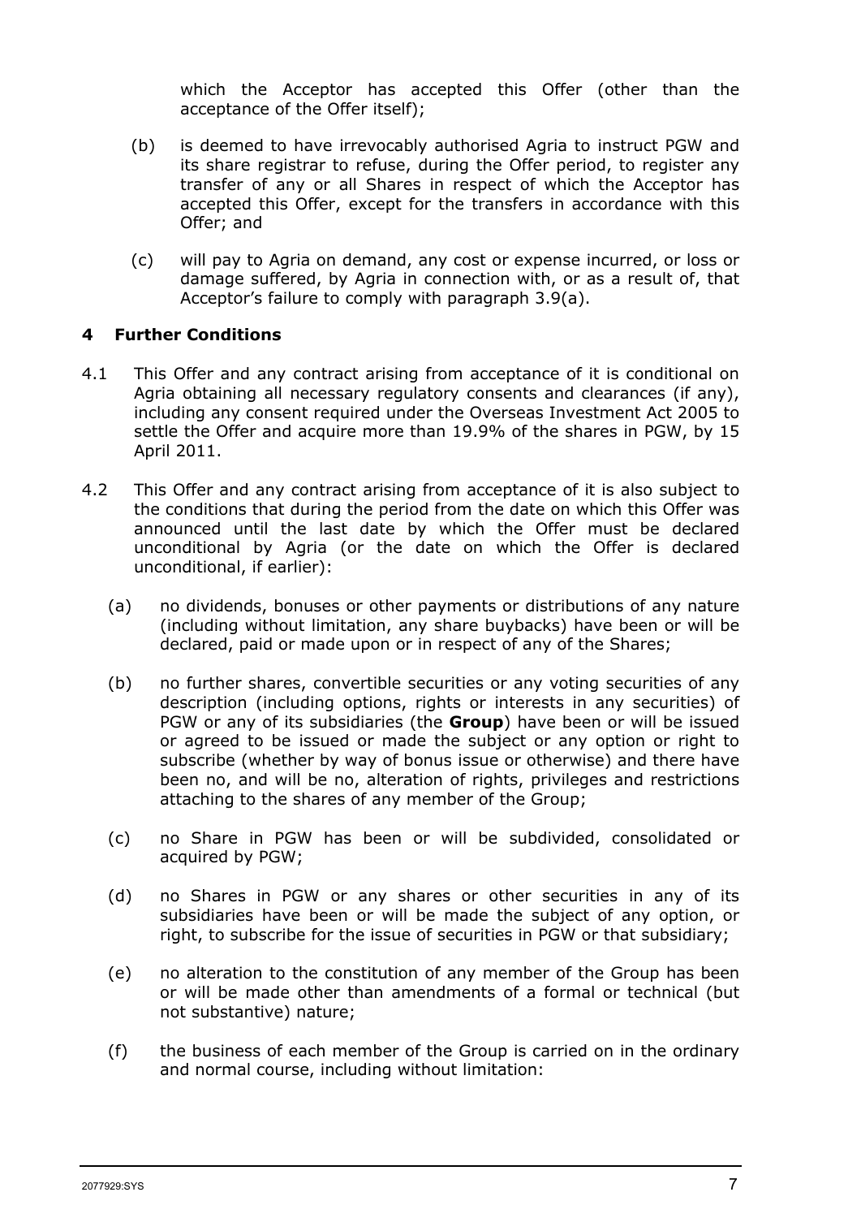which the Acceptor has accepted this Offer (other than the acceptance of the Offer itself);

(b) is deemed to have irrevocably authorised Agria to instruct PGW and its share registrar to refuse, during the Offer period, to register any transfer of any or all Shares in respect of which the Acceptor has accepted this Offer, except for the transfers in accordance with this Offer; and

(c) will pay to Agria on demand, any cost or expense incurred, or loss or damage suffered, by Agria in connection with, or as a result of, that Acceptor's failure to comply with paragraph 3.9(a).

## 4 Further Conditions

4.1 This Offer and any contract arising from acceptance of it is conditional on Agria obtaining all necessary regulatory consents and clearances (if any), including any consent required under the Overseas Investment Act 2005 to settle the Offer and acquire more than 19.9% of the shares in PGW, by 15 April 2011.

4.2 This Offer and any contract arising from acceptance of it is also subject to the conditions that during the period from the date on which this Offer was announced until the last date by which the Offer must be declared unconditional by Agria (or the date on which the Offer is declared unconditional, if earlier):

(a) no dividends, bonuses or other payments or distributions of any nature (including without limitation, any share buybacks) have been or will be declared, paid or made upon or in respect of any of the Shares;

(b) no further shares, convertible securities or any voting securities of any description (including options, rights or interests in any securities) of PGW or any of its subsidiaries (the **Group**) have been or will be issued or agreed to be issued or made the subject or any option or right to subscribe (whether by way of bonus issue or otherwise) and there have been no, and will be no, alteration of rights, privileges and restrictions attaching to the shares of any member of the Group;

(c) no Share in PGW has been or will be subdivided, consolidated or acquired by PGW;

(d) no Shares in PGW or any shares or other securities in any of its subsidiaries have been or will be made the subject of any option, or right, to subscribe for the issue of securities in PGW or that subsidiary;

(e) no alteration to the constitution of any member of the Group has been or will be made other than amendments of a formal or technical (but not substantive) nature;

(f) the business of each member of the Group is carried on in the ordinary and normal course, including without limitation: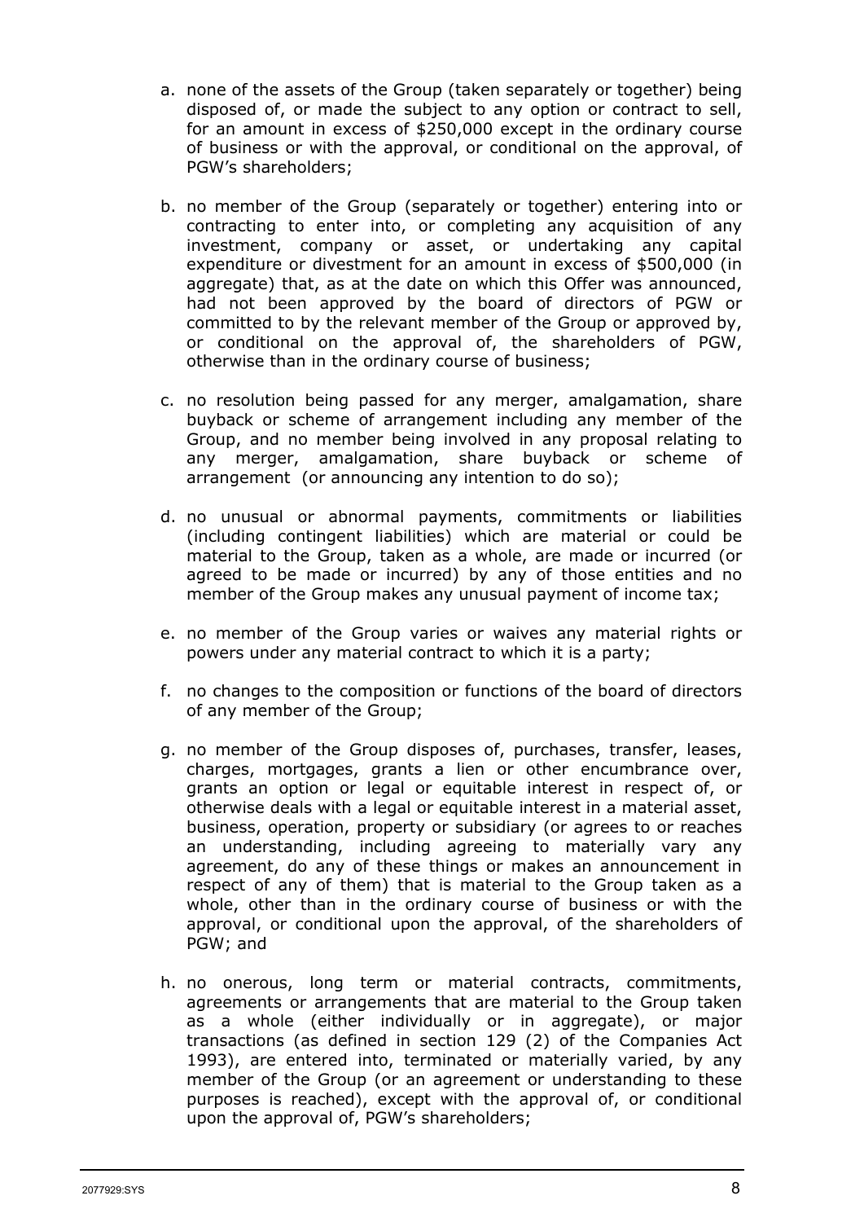a. none of the assets of the Group (taken separately or together) being disposed of, or made the subject to any option or contract to sell, for an amount in excess of $250,000 except in the ordinary course of business or with the approval, or conditional on the approval, of PGW's shareholders;

b. no member of the Group (separately or together) entering into or contracting to enter into, or completing any acquisition of any investment, company or asset, or undertaking any capital expenditure or divestment for an amount in excess of $500,000 (in aggregate) that, as at the date on which this Offer was announced, had not been approved by the board of directors of PGW or committed to by the relevant member of the Group or approved by, or conditional on the approval of, the shareholders of PGW, otherwise than in the ordinary course of business;

c. no resolution being passed for any merger, amalgamation, share buyback or scheme of arrangement including any member of the Group, and no member being involved in any proposal relating to any merger, amalgamation, share buyback or scheme of arrangement (or announcing any intention to do so);

d. no unusual or abnormal payments, commitments or liabilities (including contingent liabilities) which are material or could be material to the Group, taken as a whole, are made or incurred (or agreed to be made or incurred) by any of those entities and no member of the Group makes any unusual payment of income tax;

e. no member of the Group varies or waives any material rights or powers under any material contract to which it is a party;

f. no changes to the composition or functions of the board of directors of any member of the Group;

g. no member of the Group disposes of, purchases, transfer, leases, charges, mortgages, grants a lien or other encumbrance over, grants an option or legal or equitable interest in respect of, or otherwise deals with a legal or equitable interest in a material asset, business, operation, property or subsidiary (or agrees to or reaches an understanding, including agreeing to materially vary any agreement, do any of these things or makes an announcement in respect of any of them) that is material to the Group taken as a whole, other than in the ordinary course of business or with the approval, or conditional upon the approval, of the shareholders of PGW; and

h. no onerous, long term or material contracts, commitments, agreements or arrangements that are material to the Group taken as a whole (either individually or in aggregate), or major transactions (as defined in section 129 (2) of the Companies Act 1993), are entered into, terminated or materially varied, by any member of the Group (or an agreement or understanding to these purposes is reached), except with the approval of, or conditional upon the approval of, PGW's shareholders;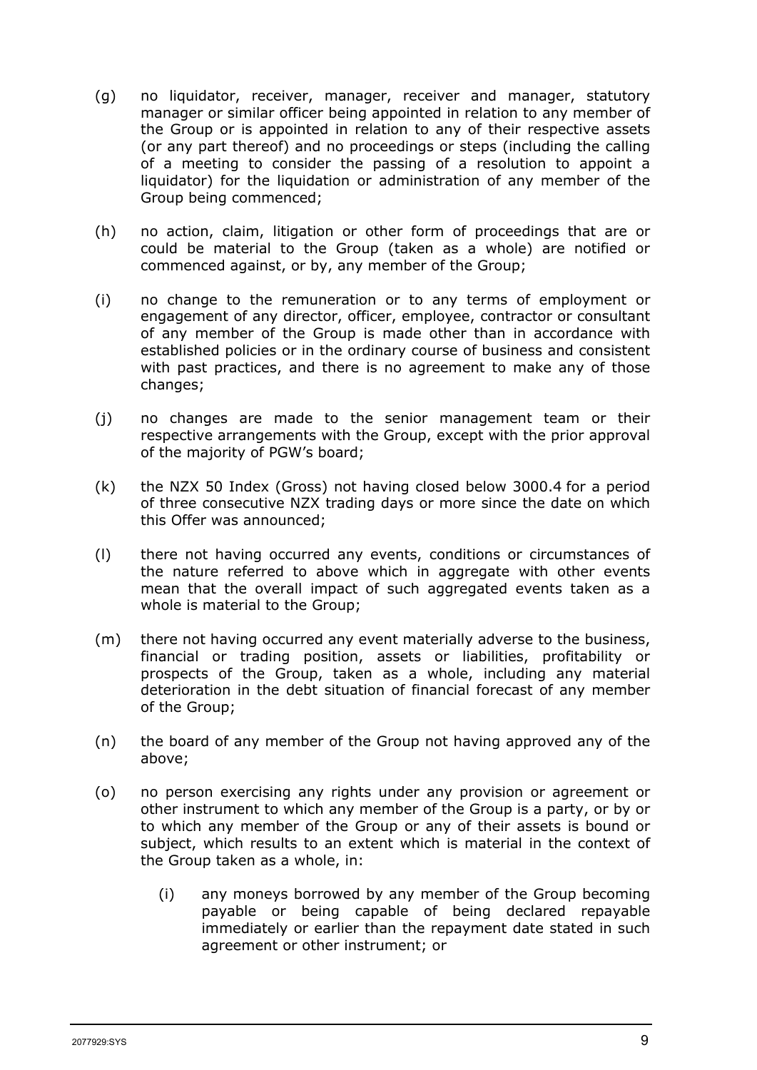(g) no liquidator, receiver, manager, receiver and manager, statutory manager or similar officer being appointed in relation to any member of the Group or is appointed in relation to any of their respective assets (or any part thereof) and no proceedings or steps (including the calling of a meeting to consider the passing of a resolution to appoint a liquidator) for the liquidation or administration of any member of the Group being commenced;

(h) no action, claim, litigation or other form of proceedings that are or could be material to the Group (taken as a whole) are notified or commenced against, or by, any member of the Group;

(i) no change to the remuneration or to any terms of employment or engagement of any director, officer, employee, contractor or consultant of any member of the Group is made other than in accordance with established policies or in the ordinary course of business and consistent with past practices, and there is no agreement to make any of those changes;

(j) no changes are made to the senior management team or their respective arrangements with the Group, except with the prior approval of the majority of PGW's board;

(k) the NZX 50 Index (Gross) not having closed below 3000.4 for a period of three consecutive NZX trading days or more since the date on which this Offer was announced;

(l) there not having occurred any events, conditions or circumstances of the nature referred to above which in aggregate with other events mean that the overall impact of such aggregated events taken as a whole is material to the Group;

(m) there not having occurred any event materially adverse to the business, financial or trading position, assets or liabilities, profitability or prospects of the Group, taken as a whole, including any material deterioration in the debt situation of financial forecast of any member of the Group;

(n) the board of any member of the Group not having approved any of the above;

(o) no person exercising any rights under any provision or agreement or other instrument to which any member of the Group is a party, or by or to which any member of the Group or any of their assets is bound or subject, which results to an extent which is material in the context of the Group taken as a whole, in:

  (i) any moneys borrowed by any member of the Group becoming payable or being capable of being declared repayable immediately or earlier than the repayment date stated in such agreement or other instrument; or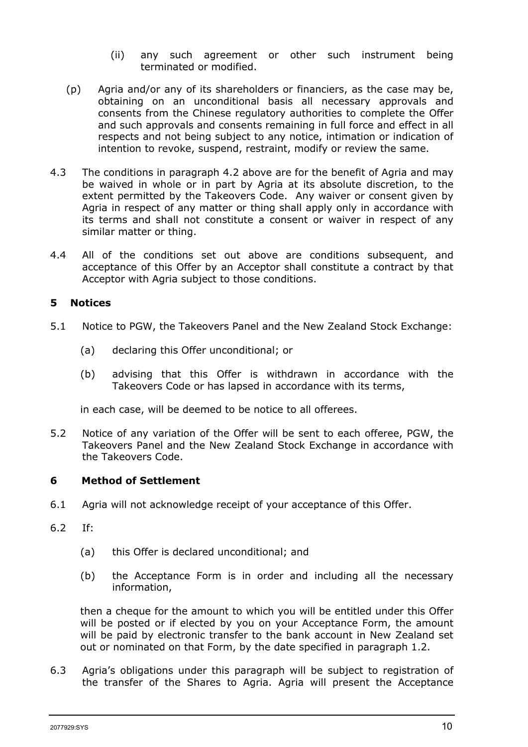(ii) any such agreement or other such instrument being terminated or modified.

(p) Agria and/or any of its shareholders or financiers, as the case may be, obtaining on an unconditional basis all necessary approvals and consents from the Chinese regulatory authorities to complete the Offer and such approvals and consents remaining in full force and effect in all respects and not being subject to any notice, intimation or indication of intention to revoke, suspend, restraint, modify or review the same.

4.3 The conditions in paragraph 4.2 above are for the benefit of Agria and may be waived in whole or in part by Agria at its absolute discretion, to the extent permitted by the Takeovers Code. Any waiver or consent given by Agria in respect of any matter or thing shall apply only in accordance with its terms and shall not constitute a consent or waiver in respect of any similar matter or thing.

4.4 All of the conditions set out above are conditions subsequent, and acceptance of this Offer by an Acceptor shall constitute a contract by that Acceptor with Agria subject to those conditions.

## 5 Notices

5.1 Notice to PGW, the Takeovers Panel and the New Zealand Stock Exchange:

(a) declaring this Offer unconditional; or

(b) advising that this Offer is withdrawn in accordance with the Takeovers Code or has lapsed in accordance with its terms,

in each case, will be deemed to be notice to all offerees.

5.2 Notice of any variation of the Offer will be sent to each offeree, PGW, the Takeovers Panel and the New Zealand Stock Exchange in accordance with the Takeovers Code.

## 6 Method of Settlement

6.1 Agria will not acknowledge receipt of your acceptance of this Offer.

6.2 If:

(a) this Offer is declared unconditional; and

(b) the Acceptance Form is in order and including all the necessary information,

then a cheque for the amount to which you will be entitled under this Offer will be posted or if elected by you on your Acceptance Form, the amount will be paid by electronic transfer to the bank account in New Zealand set out or nominated on that Form, by the date specified in paragraph 1.2.

6.3 Agria's obligations under this paragraph will be subject to registration of the transfer of the Shares to Agria. Agria will present the Acceptance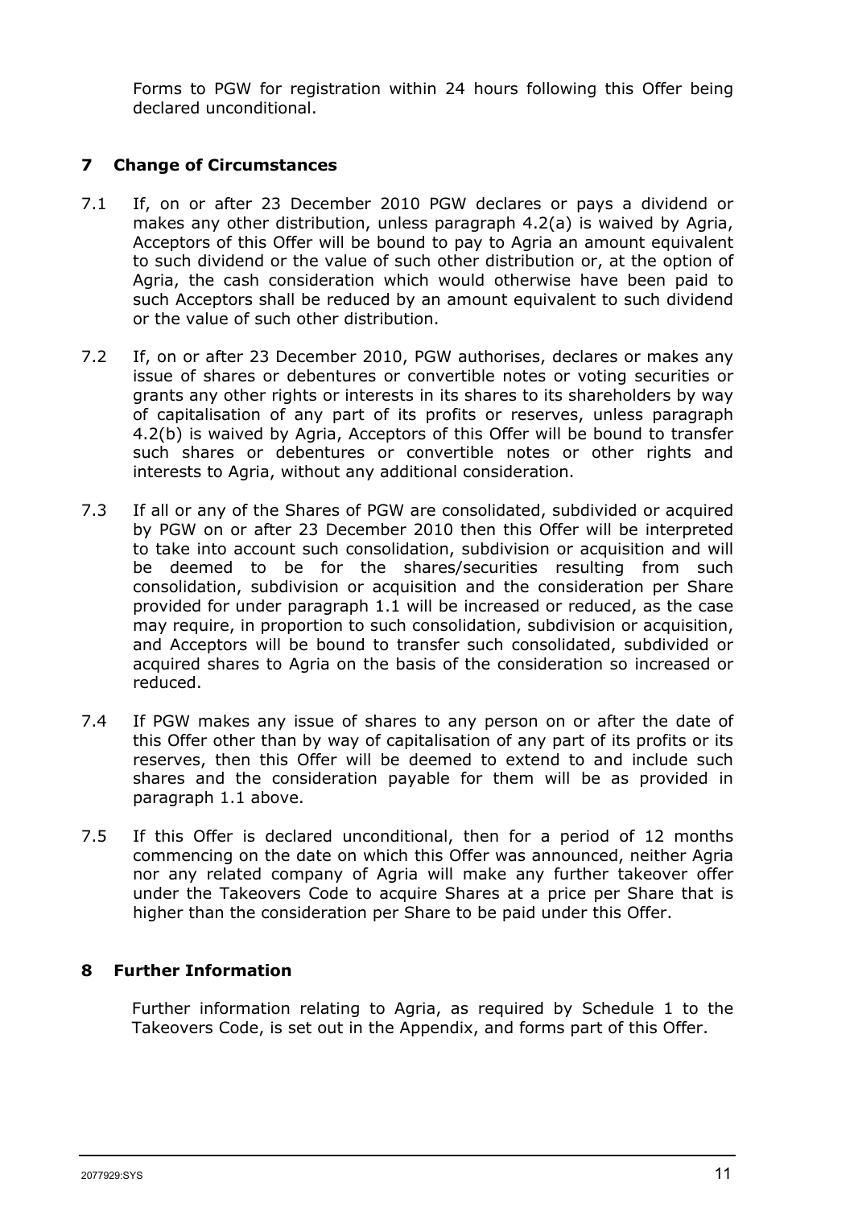Forms to PGW for registration within 24 hours following this Offer being declared unconditional.

## 7 Change of Circumstances

7.1 If, on or after 23 December 2010 PGW declares or pays a dividend or makes any other distribution, unless paragraph 4.2(a) is waived by Agria, Acceptors of this Offer will be bound to pay to Agria an amount equivalent to such dividend or the value of such other distribution or, at the option of Agria, the cash consideration which would otherwise have been paid to such Acceptors shall be reduced by an amount equivalent to such dividend or the value of such other distribution.

7.2 If, on or after 23 December 2010, PGW authorises, declares or makes any issue of shares or debentures or convertible notes or voting securities or grants any other rights or interests in its shares to its shareholders by way of capitalisation of any part of its profits or reserves, unless paragraph 4.2(b) is waived by Agria, Acceptors of this Offer will be bound to transfer such shares or debentures or convertible notes or other rights and interests to Agria, without any additional consideration.

7.3 If all or any of the Shares of PGW are consolidated, subdivided or acquired by PGW on or after 23 December 2010 then this Offer will be interpreted to take into account such consolidation, subdivision or acquisition and will be deemed to be for the shares/securities resulting from such consolidation, subdivision or acquisition and the consideration per Share provided for under paragraph 1.1 will be increased or reduced, as the case may require, in proportion to such consolidation, subdivision or acquisition, and Acceptors will be bound to transfer such consolidated, subdivided or acquired shares to Agria on the basis of the consideration so increased or reduced.

7.4 If PGW makes any issue of shares to any person on or after the date of this Offer other than by way of capitalisation of any part of its profits or its reserves, then this Offer will be deemed to extend to and include such shares and the consideration payable for them will be as provided in paragraph 1.1 above.

7.5 If this Offer is declared unconditional, then for a period of 12 months commencing on the date on which this Offer was announced, neither Agria nor any related company of Agria will make any further takeover offer under the Takeovers Code to acquire Shares at a price per Share that is higher than the consideration per Share to be paid under this Offer.

## 8 Further Information

Further information relating to Agria, as required by Schedule 1 to the Takeovers Code, is set out in the Appendix, and forms part of this Offer.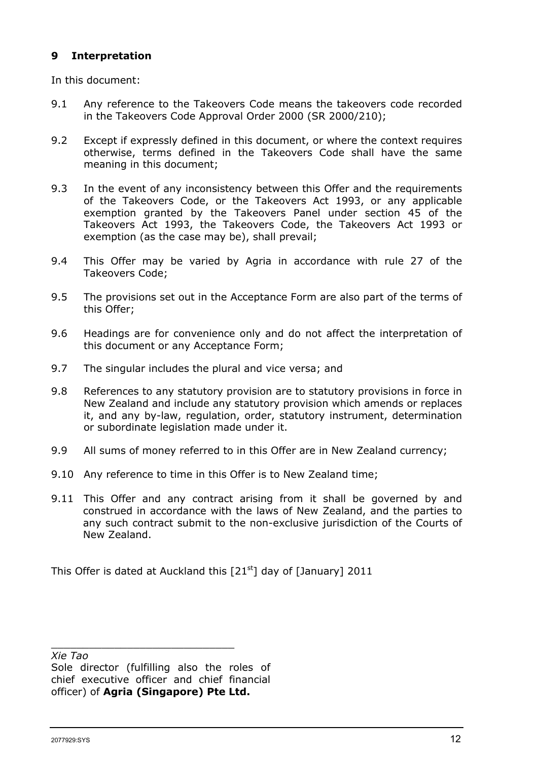## 9 Interpretation

In this document:

9.1 Any reference to the Takeovers Code means the takeovers code recorded in the Takeovers Code Approval Order 2000 (SR 2000/210);

9.2 Except if expressly defined in this document, or where the context requires otherwise, terms defined in the Takeovers Code shall have the same meaning in this document;

9.3 In the event of any inconsistency between this Offer and the requirements of the Takeovers Code, or the Takeovers Act 1993, or any applicable exemption granted by the Takeovers Panel under section 45 of the Takeovers Act 1993, the Takeovers Code, the Takeovers Act 1993 or exemption (as the case may be), shall prevail;

9.4 This Offer may be varied by Agria in accordance with rule 27 of the Takeovers Code;

9.5 The provisions set out in the Acceptance Form are also part of the terms of this Offer;

9.6 Headings are for convenience only and do not affect the interpretation of this document or any Acceptance Form;

9.7 The singular includes the plural and vice versa; and

9.8 References to any statutory provision are to statutory provisions in force in New Zealand and include any statutory provision which amends or replaces it, and any by-law, regulation, order, statutory instrument, determination or subordinate legislation made under it.

9.9 All sums of money referred to in this Offer are in New Zealand currency;

9.10 Any reference to time in this Offer is to New Zealand time;

9.11 This Offer and any contract arising from it shall be governed by and construed in accordance with the laws of New Zealand, and the parties to any such contract submit to the non-exclusive jurisdiction of the Courts of New Zealand.

This Offer is dated at Auckland this [21st] day of [January] 2011

\_\_\_\_\_\_\_\_\_\_\_\_\_\_\_\_\_\_\_\_\_\_\_\_\_\_\_\_\_\_

*Xie Tao*
Sole director (fulfilling also the roles of chief executive officer and chief financial officer) of **Agria (Singapore) Pte Ltd.**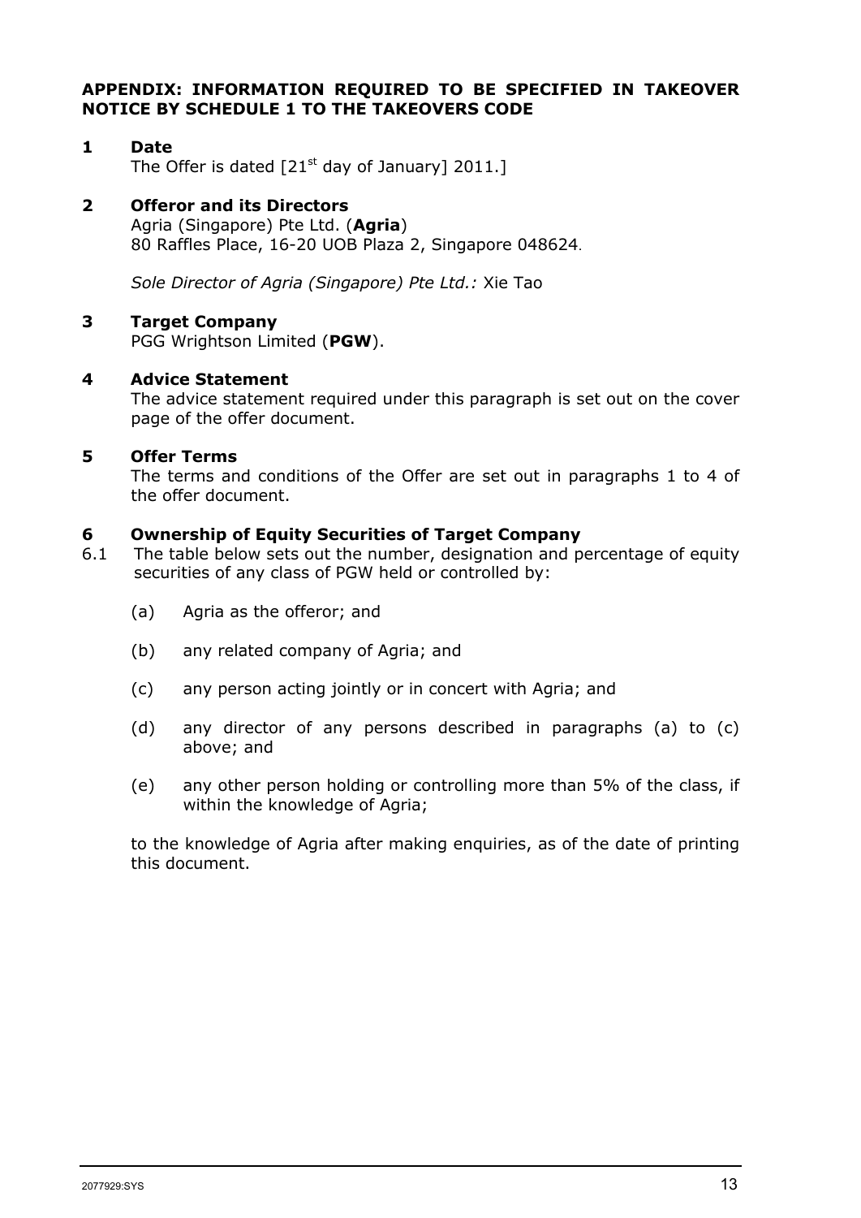## APPENDIX: INFORMATION REQUIRED TO BE SPECIFIED IN TAKEOVER NOTICE BY SCHEDULE 1 TO THE TAKEOVERS CODE

### 1 Date

The Offer is dated [21st day of January] 2011.]

### 2 Offeror and its Directors

Agria (Singapore) Pte Ltd. (**Agria**)
80 Raffles Place, 16-20 UOB Plaza 2, Singapore 048624.

*Sole Director of Agria (Singapore) Pte Ltd.:* Xie Tao

### 3 Target Company

PGG Wrightson Limited (**PGW**).

### 4 Advice Statement

The advice statement required under this paragraph is set out on the cover page of the offer document.

### 5 Offer Terms

The terms and conditions of the Offer are set out in paragraphs 1 to 4 of the offer document.

### 6 Ownership of Equity Securities of Target Company

6.1 The table below sets out the number, designation and percentage of equity securities of any class of PGW held or controlled by:

(a) Agria as the offeror; and

(b) any related company of Agria; and

(c) any person acting jointly or in concert with Agria; and

(d) any director of any persons described in paragraphs (a) to (c) above; and

(e) any other person holding or controlling more than 5% of the class, if within the knowledge of Agria;

to the knowledge of Agria after making enquiries, as of the date of printing this document.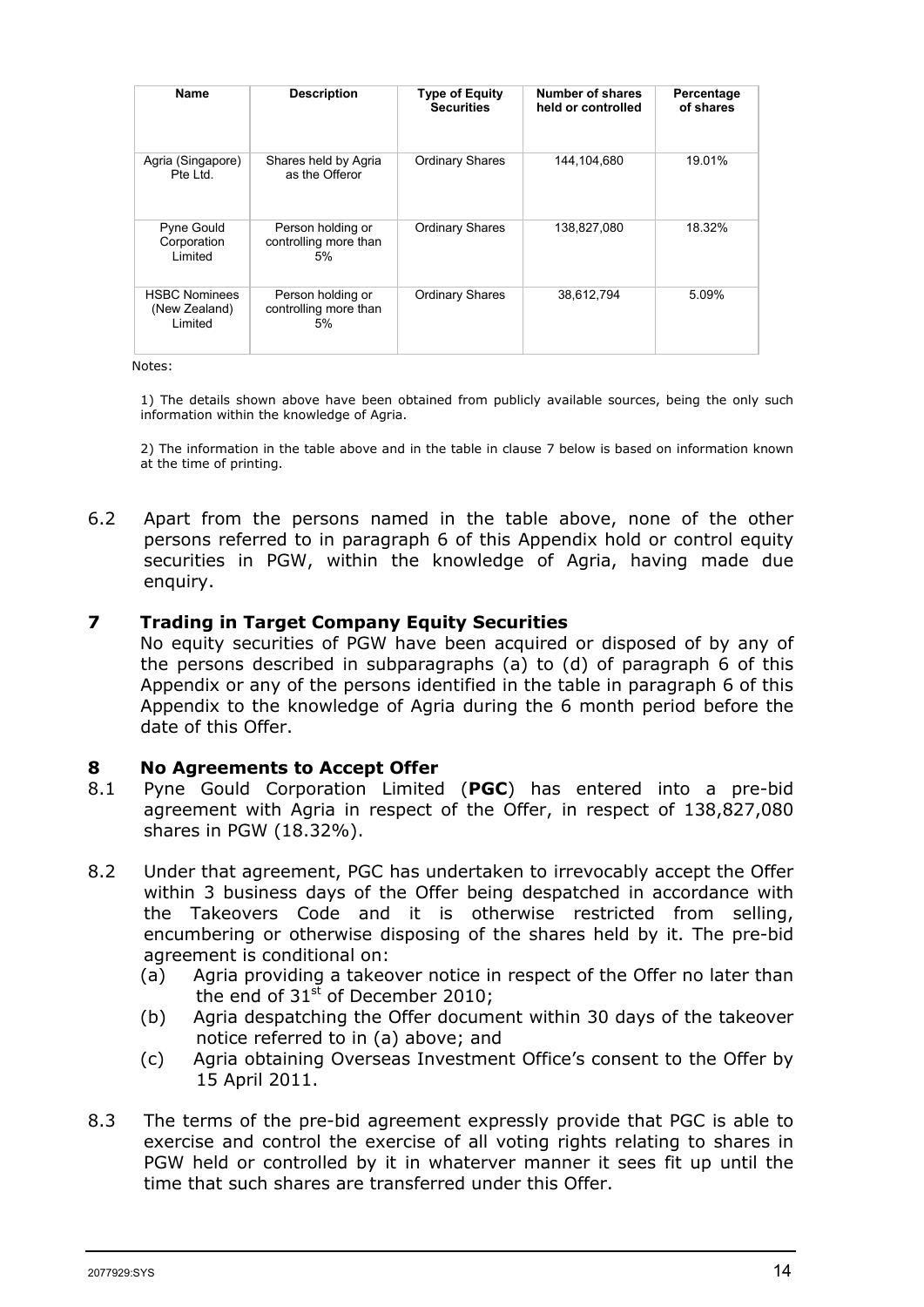| Name | Description | Type of Equity Securities | Number of shares held or controlled | Percentage of shares |
|---|---|---|---|---|
| Agria (Singapore) Pte Ltd. | Shares held by Agria as the Offeror | Ordinary Shares | 144,104,680 | 19.01% |
| Pyne Gould Corporation Limited | Person holding or controlling more than 5% | Ordinary Shares | 138,827,080 | 18.32% |
| HSBC Nominees (New Zealand) Limited | Person holding or controlling more than 5% | Ordinary Shares | 38,612,794 | 5.09% |

Notes:

1) The details shown above have been obtained from publicly available sources, being the only such information within the knowledge of Agria.

2) The information in the table above and in the table in clause 7 below is based on information known at the time of printing.

6.2 Apart from the persons named in the table above, none of the other persons referred to in paragraph 6 of this Appendix hold or control equity securities in PGW, within the knowledge of Agria, having made due enquiry.

## 7 Trading in Target Company Equity Securities

No equity securities of PGW have been acquired or disposed of by any of the persons described in subparagraphs (a) to (d) of paragraph 6 of this Appendix or any of the persons identified in the table in paragraph 6 of this Appendix to the knowledge of Agria during the 6 month period before the date of this Offer.

## 8 No Agreements to Accept Offer

8.1 Pyne Gould Corporation Limited (**PGC**) has entered into a pre-bid agreement with Agria in respect of the Offer, in respect of 138,827,080 shares in PGW (18.32%).

8.2 Under that agreement, PGC has undertaken to irrevocably accept the Offer within 3 business days of the Offer being despatched in accordance with the Takeovers Code and it is otherwise restricted from selling, encumbering or otherwise disposing of the shares held by it. The pre-bid agreement is conditional on:

(a) Agria providing a takeover notice in respect of the Offer no later than the end of 31st of December 2010;

(b) Agria despatching the Offer document within 30 days of the takeover notice referred to in (a) above; and

(c) Agria obtaining Overseas Investment Office's consent to the Offer by 15 April 2011.

8.3 The terms of the pre-bid agreement expressly provide that PGC is able to exercise and control the exercise of all voting rights relating to shares in PGW held or controlled by it in whaterver manner it sees fit up until the time that such shares are transferred under this Offer.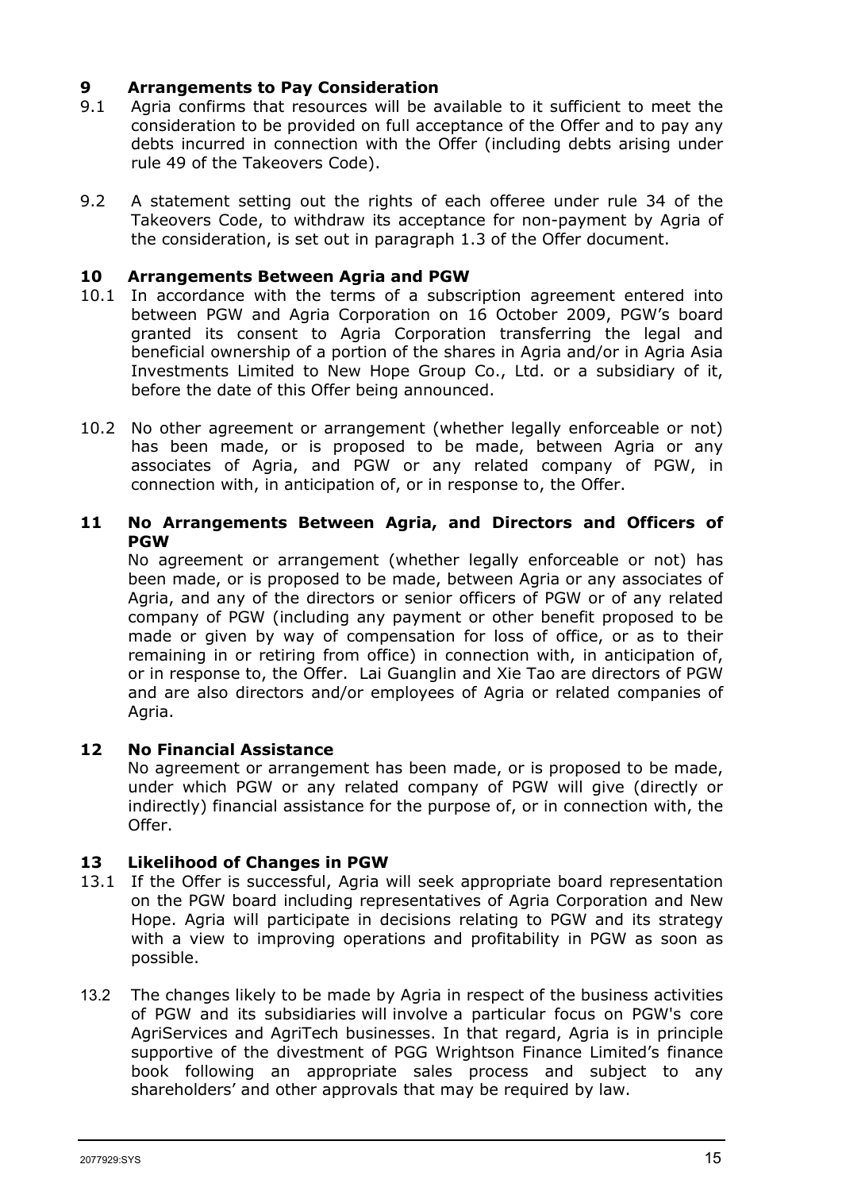## 9 Arrangements to Pay Consideration

9.1 Agria confirms that resources will be available to it sufficient to meet the consideration to be provided on full acceptance of the Offer and to pay any debts incurred in connection with the Offer (including debts arising under rule 49 of the Takeovers Code).

9.2 A statement setting out the rights of each offeree under rule 34 of the Takeovers Code, to withdraw its acceptance for non-payment by Agria of the consideration, is set out in paragraph 1.3 of the Offer document.

## 10 Arrangements Between Agria and PGW

10.1 In accordance with the terms of a subscription agreement entered into between PGW and Agria Corporation on 16 October 2009, PGW's board granted its consent to Agria Corporation transferring the legal and beneficial ownership of a portion of the shares in Agria and/or in Agria Asia Investments Limited to New Hope Group Co., Ltd. or a subsidiary of it, before the date of this Offer being announced.

10.2 No other agreement or arrangement (whether legally enforceable or not) has been made, or is proposed to be made, between Agria or any associates of Agria, and PGW or any related company of PGW, in connection with, in anticipation of, or in response to, the Offer.

## 11 No Arrangements Between Agria, and Directors and Officers of PGW

No agreement or arrangement (whether legally enforceable or not) has been made, or is proposed to be made, between Agria or any associates of Agria, and any of the directors or senior officers of PGW or of any related company of PGW (including any payment or other benefit proposed to be made or given by way of compensation for loss of office, or as to their remaining in or retiring from office) in connection with, in anticipation of, or in response to, the Offer. Lai Guanglin and Xie Tao are directors of PGW and are also directors and/or employees of Agria or related companies of Agria.

## 12 No Financial Assistance

No agreement or arrangement has been made, or is proposed to be made, under which PGW or any related company of PGW will give (directly or indirectly) financial assistance for the purpose of, or in connection with, the Offer.

## 13 Likelihood of Changes in PGW

13.1 If the Offer is successful, Agria will seek appropriate board representation on the PGW board including representatives of Agria Corporation and New Hope. Agria will participate in decisions relating to PGW and its strategy with a view to improving operations and profitability in PGW as soon as possible.

13.2 The changes likely to be made by Agria in respect of the business activities of PGW and its subsidiaries will involve a particular focus on PGW's core AgriServices and AgriTech businesses. In that regard, Agria is in principle supportive of the divestment of PGG Wrightson Finance Limited's finance book following an appropriate sales process and subject to any shareholders' and other approvals that may be required by law.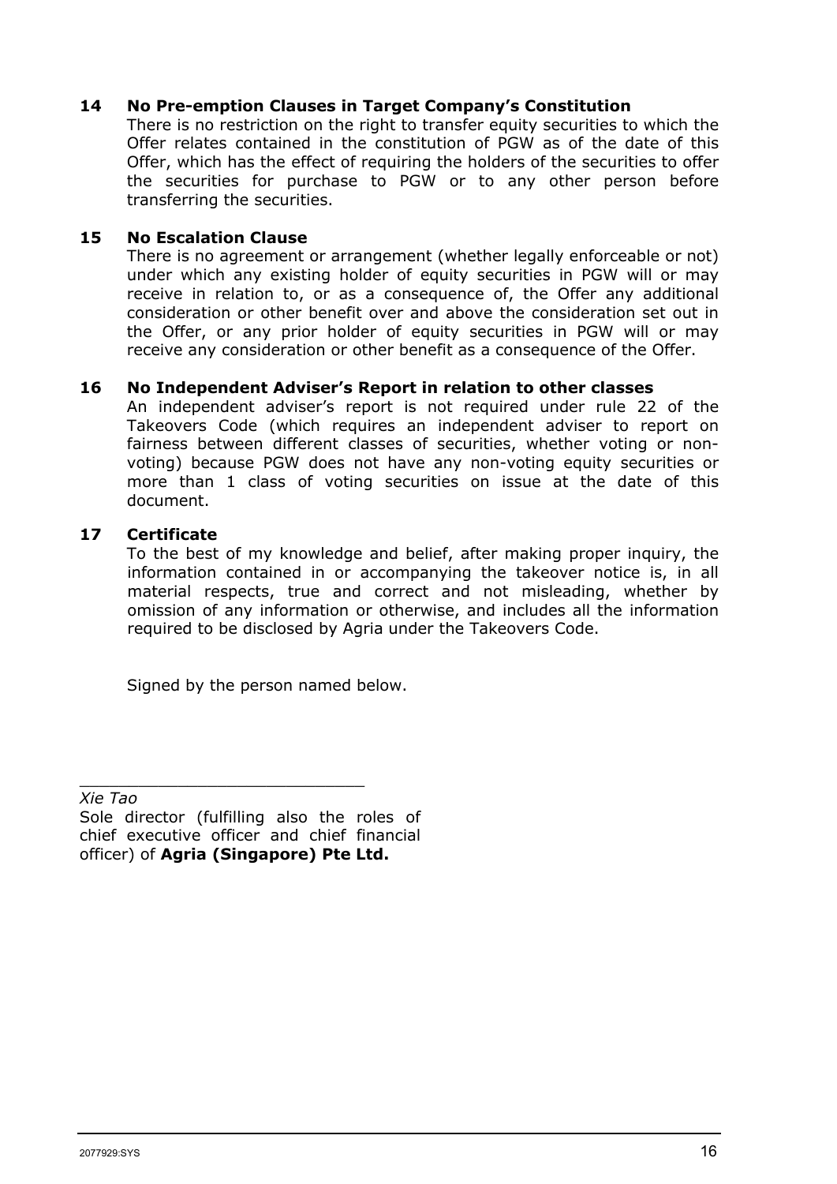## 14 No Pre-emption Clauses in Target Company's Constitution

There is no restriction on the right to transfer equity securities to which the Offer relates contained in the constitution of PGW as of the date of this Offer, which has the effect of requiring the holders of the securities to offer the securities for purchase to PGW or to any other person before transferring the securities.

## 15 No Escalation Clause

There is no agreement or arrangement (whether legally enforceable or not) under which any existing holder of equity securities in PGW will or may receive in relation to, or as a consequence of, the Offer any additional consideration or other benefit over and above the consideration set out in the Offer, or any prior holder of equity securities in PGW will or may receive any consideration or other benefit as a consequence of the Offer.

## 16 No Independent Adviser's Report in relation to other classes

An independent adviser's report is not required under rule 22 of the Takeovers Code (which requires an independent adviser to report on fairness between different classes of securities, whether voting or non-voting) because PGW does not have any non-voting equity securities or more than 1 class of voting securities on issue at the date of this document.

## 17 Certificate

To the best of my knowledge and belief, after making proper inquiry, the information contained in or accompanying the takeover notice is, in all material respects, true and correct and not misleading, whether by omission of any information or otherwise, and includes all the information required to be disclosed by Agria under the Takeovers Code.

Signed by the person named below.

\_\_\_\_\_\_\_\_\_\_\_\_\_\_\_\_\_\_\_\_\_\_\_\_\_\_\_\_\_\_

*Xie Tao*

Sole director (fulfilling also the roles of chief executive officer and chief financial officer) of **Agria (Singapore) Pte Ltd.**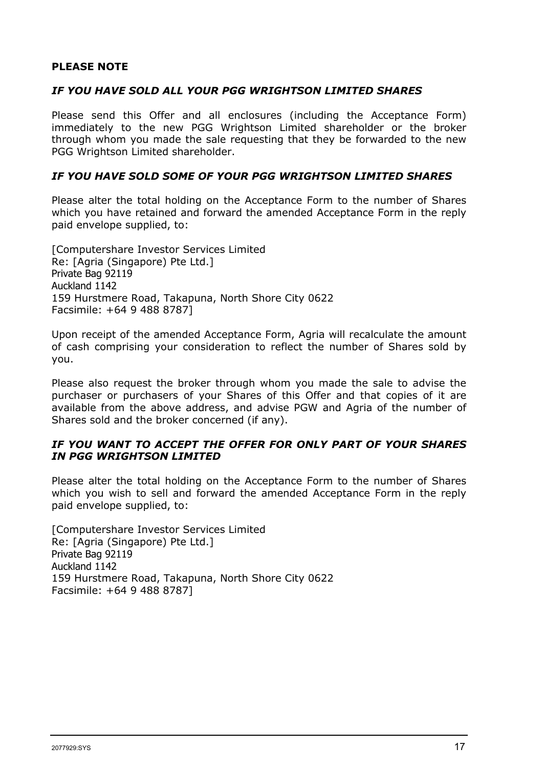**PLEASE NOTE**

***IF YOU HAVE SOLD ALL YOUR PGG WRIGHTSON LIMITED SHARES***

Please send this Offer and all enclosures (including the Acceptance Form) immediately to the new PGG Wrightson Limited shareholder or the broker through whom you made the sale requesting that they be forwarded to the new PGG Wrightson Limited shareholder.

***IF YOU HAVE SOLD SOME OF YOUR PGG WRIGHTSON LIMITED SHARES***

Please alter the total holding on the Acceptance Form to the number of Shares which you have retained and forward the amended Acceptance Form in the reply paid envelope supplied, to:

[Computershare Investor Services Limited
Re: [Agria (Singapore) Pte Ltd.]
Private Bag 92119
Auckland 1142
159 Hurstmere Road, Takapuna, North Shore City 0622
Facsimile: +64 9 488 8787]

Upon receipt of the amended Acceptance Form, Agria will recalculate the amount of cash comprising your consideration to reflect the number of Shares sold by you.

Please also request the broker through whom you made the sale to advise the purchaser or purchasers of your Shares of this Offer and that copies of it are available from the above address, and advise PGW and Agria of the number of Shares sold and the broker concerned (if any).

***IF YOU WANT TO ACCEPT THE OFFER FOR ONLY PART OF YOUR SHARES IN PGG WRIGHTSON LIMITED***

Please alter the total holding on the Acceptance Form to the number of Shares which you wish to sell and forward the amended Acceptance Form in the reply paid envelope supplied, to:

[Computershare Investor Services Limited
Re: [Agria (Singapore) Pte Ltd.]
Private Bag 92119
Auckland 1142
159 Hurstmere Road, Takapuna, North Shore City 0622
Facsimile: +64 9 488 8787]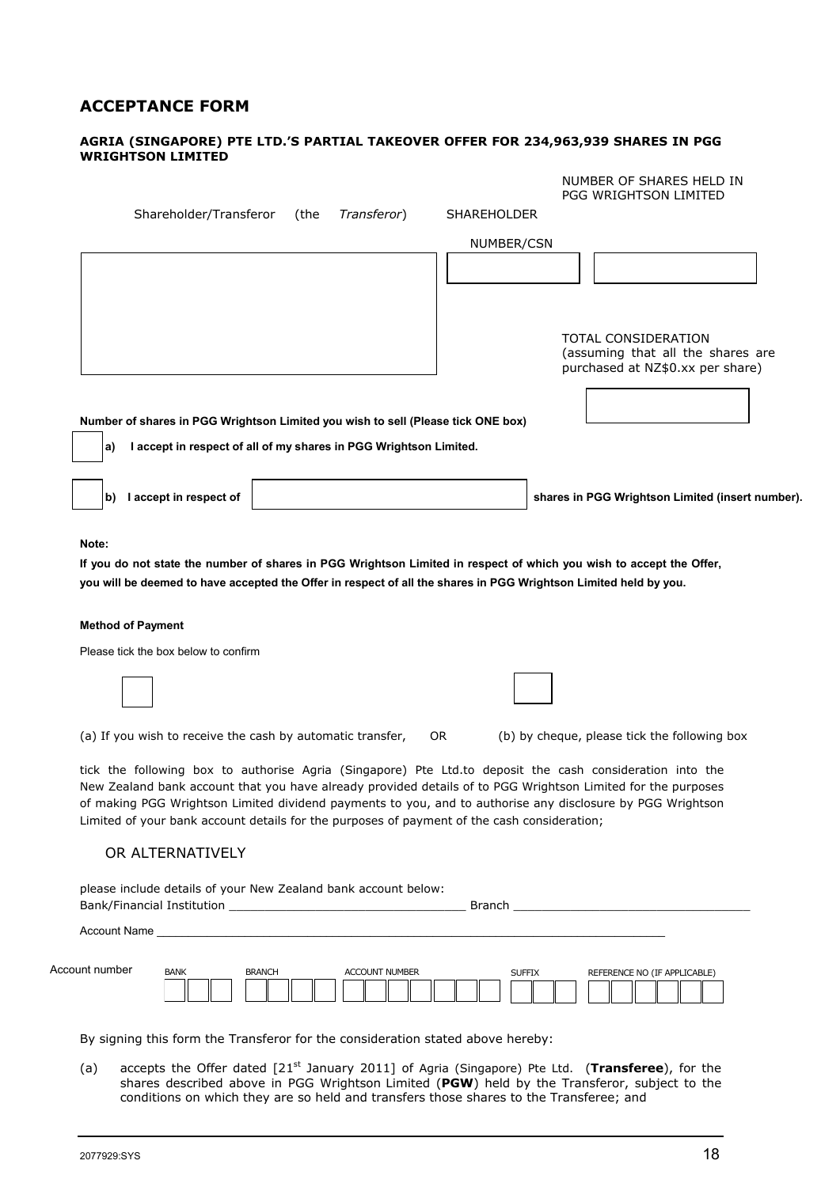## ACCEPTANCE FORM

**AGRIA (SINGAPORE) PTE LTD.'S PARTIAL TAKEOVER OFFER FOR 234,963,939 SHARES IN PGG WRIGHTSON LIMITED**

| Shareholder/Transferor (the *Transferor*) | SHAREHOLDER NUMBER/CSN | NUMBER OF SHARES HELD IN PGG WRIGHTSON LIMITED |
|---|---|---|
| | | |

TOTAL CONSIDERATION (assuming that all the shares are purchased at NZ$0.xx per share)

**Number of shares in PGG Wrightson Limited you wish to sell (Please tick ONE box)**

☐ **a) I accept in respect of all of my shares in PGG Wrightson Limited.**

☐ **b) I accept in respect of \_\_\_\_\_\_\_\_\_\_\_\_\_\_\_\_ shares in PGG Wrightson Limited (insert number).**

**Note:**

**If you do not state the number of shares in PGG Wrightson Limited in respect of which you wish to accept the Offer, you will be deemed to have accepted the Offer in respect of all the shares in PGG Wrightson Limited held by you.**

**Method of Payment**

Please tick the box below to confirm

☐ (a) If you wish to receive the cash by automatic transfer, OR ☐ (b) by cheque, please tick the following box

tick the following box to authorise Agria (Singapore) Pte Ltd.to deposit the cash consideration into the New Zealand bank account that you have already provided details of to PGG Wrightson Limited for the purposes of making PGG Wrightson Limited dividend payments to you, and to authorise any disclosure by PGG Wrightson Limited of your bank account details for the purposes of payment of the cash consideration;

OR ALTERNATIVELY

please include details of your New Zealand bank account below:

Bank/Financial Institution \_\_\_\_\_\_\_\_\_\_\_\_\_\_\_\_\_\_\_\_\_\_\_\_\_\_\_\_\_\_\_\_\_\_ Branch \_\_\_\_\_\_\_\_\_\_\_\_\_\_\_\_\_\_\_\_\_\_\_\_\_\_\_\_\_\_\_\_\_\_

Account Name \_\_\_\_\_\_\_\_\_\_\_\_\_\_\_\_\_\_\_\_\_\_\_\_\_\_\_\_\_\_\_\_\_\_\_\_\_\_\_\_\_\_\_\_\_\_\_\_\_\_\_\_\_\_\_\_\_\_\_\_\_\_\_\_\_\_\_\_\_\_\_\_

| Account number | BANK | BRANCH | ACCOUNT NUMBER | SUFFIX | REFERENCE NO (IF APPLICABLE) |
|---|---|---|---|---|---|
| | | | | | |

By signing this form the Transferor for the consideration stated above hereby:

(a) accepts the Offer dated [21st January 2011] of Agria (Singapore) Pte Ltd. (**Transferee**), for the shares described above in PGG Wrightson Limited (**PGW**) held by the Transferor, subject to the conditions on which they are so held and transfers those shares to the Transferee; and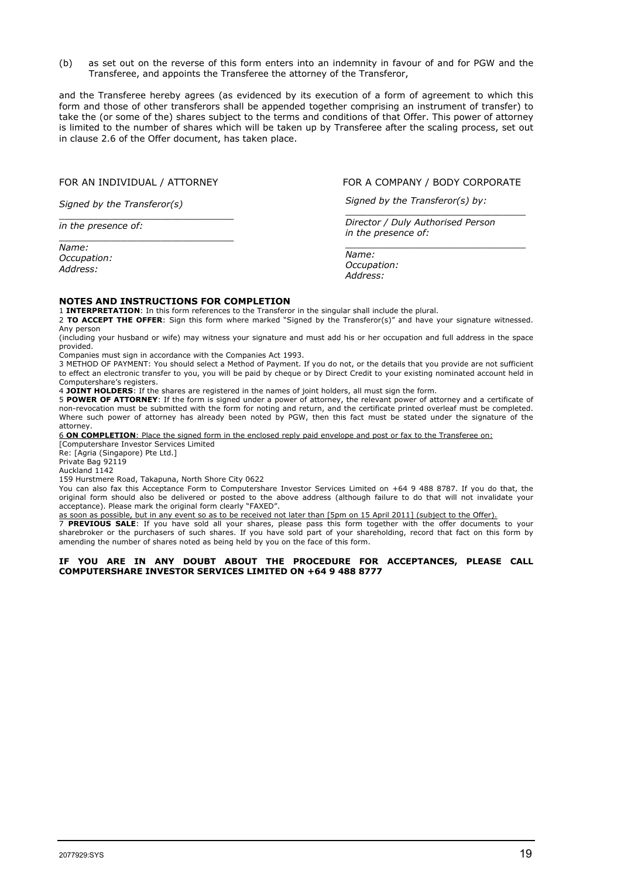(b) as set out on the reverse of this form enters into an indemnity in favour of and for PGW and the Transferee, and appoints the Transferee the attorney of the Transferor,

and the Transferee hereby agrees (as evidenced by its execution of a form of agreement to which this form and those of other transferors shall be appended together comprising an instrument of transfer) to take the (or some of the) shares subject to the terms and conditions of that Offer. This power of attorney is limited to the number of shares which will be taken up by Transferee after the scaling process, set out in clause 2.6 of the Offer document, has taken place.

FOR AN INDIVIDUAL / ATTORNEY

*Signed by the Transferor(s)*

______________________________

*in the presence of:*

______________________________

*Name:*
*Occupation:*
*Address:*

FOR A COMPANY / BODY CORPORATE

*Signed by the Transferor(s) by:*

______________________________

*Director / Duly Authorised Person*
*in the presence of:*

______________________________

*Name:*
*Occupation:*
*Address:*

**NOTES AND INSTRUCTIONS FOR COMPLETION**

1 **INTERPRETATION**: In this form references to the Transferor in the singular shall include the plural.

2 **TO ACCEPT THE OFFER**: Sign this form where marked "Signed by the Transferor(s)" and have your signature witnessed. Any person
(including your husband or wife) may witness your signature and must add his or her occupation and full address in the space provided.
Companies must sign in accordance with the Companies Act 1993.

3 METHOD OF PAYMENT: You should select a Method of Payment. If you do not, or the details that you provide are not sufficient to effect an electronic transfer to you, you will be paid by cheque or by Direct Credit to your existing nominated account held in Computershare's registers.

4 **JOINT HOLDERS**: If the shares are registered in the names of joint holders, all must sign the form.

5 **POWER OF ATTORNEY**: If the form is signed under a power of attorney, the relevant power of attorney and a certificate of non-revocation must be submitted with the form for noting and return, and the certificate printed overleaf must be completed. Where such power of attorney has already been noted by PGW, then this fact must be stated under the signature of the attorney.

6 **ON COMPLETION**: Place the signed form in the enclosed reply paid envelope and post or fax to the Transferee on:
[Computershare Investor Services Limited
Re: [Agria (Singapore) Pte Ltd.]
Private Bag 92119
Auckland 1142
159 Hurstmere Road, Takapuna, North Shore City 0622
You can also fax this Acceptance Form to Computershare Investor Services Limited on +64 9 488 8787. If you do that, the original form should also be delivered or posted to the above address (although failure to do that will not invalidate your acceptance). Please mark the original form clearly "FAXED".
as soon as possible, but in any event so as to be received not later than [5pm on 15 April 2011] (subject to the Offer).

7 **PREVIOUS SALE**: If you have sold all your shares, please pass this form together with the offer documents to your sharebroker or the purchasers of such shares. If you have sold part of your shareholding, record that fact on this form by amending the number of shares noted as being held by you on the face of this form.

**IF YOU ARE IN ANY DOUBT ABOUT THE PROCEDURE FOR ACCEPTANCES, PLEASE CALL COMPUTERSHARE INVESTOR SERVICES LIMITED ON +64 9 488 8777**

2077929:SYS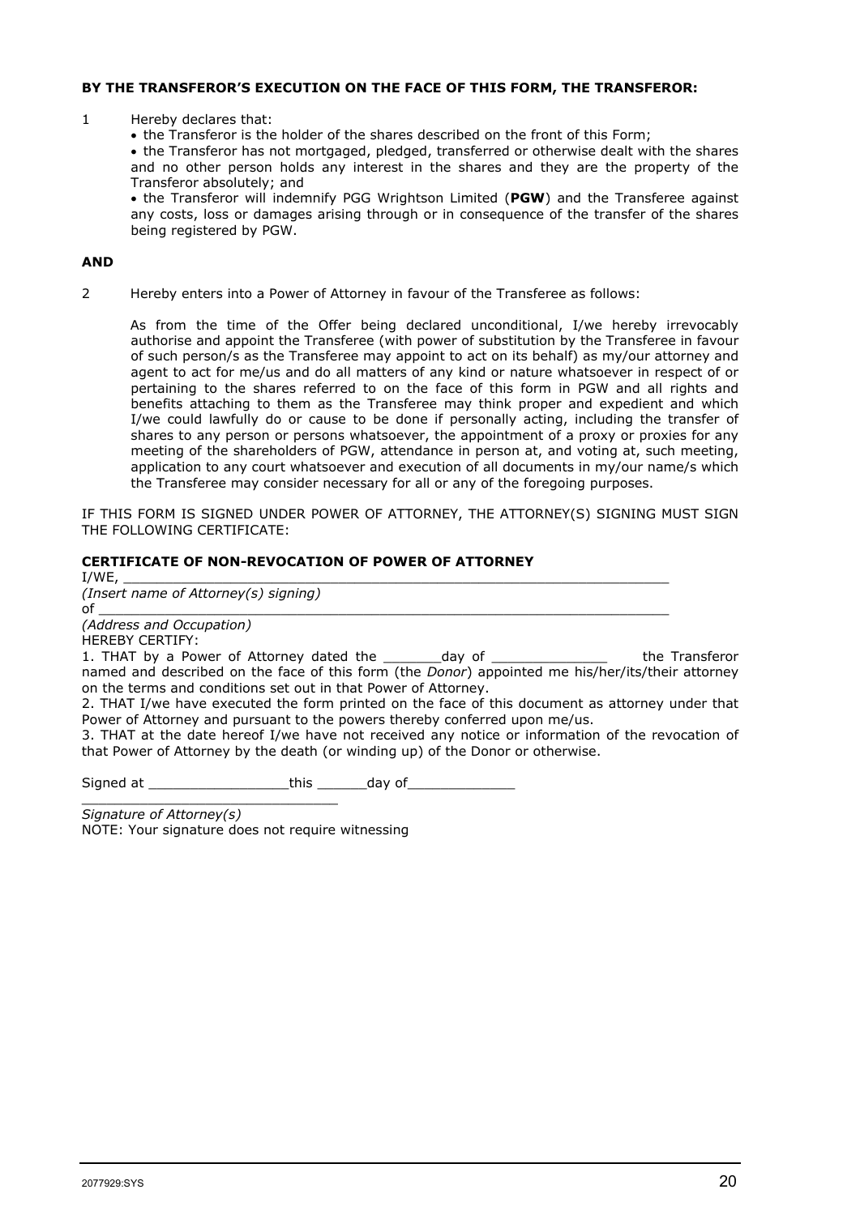**BY THE TRANSFEROR'S EXECUTION ON THE FACE OF THIS FORM, THE TRANSFEROR:**

1 Hereby declares that:

- the Transferor is the holder of the shares described on the front of this Form;
- the Transferor has not mortgaged, pledged, transferred or otherwise dealt with the shares and no other person holds any interest in the shares and they are the property of the Transferor absolutely; and
- the Transferor will indemnify PGG Wrightson Limited (**PGW**) and the Transferee against any costs, loss or damages arising through or in consequence of the transfer of the shares being registered by PGW.

**AND**

2 Hereby enters into a Power of Attorney in favour of the Transferee as follows:

As from the time of the Offer being declared unconditional, I/we hereby irrevocably authorise and appoint the Transferee (with power of substitution by the Transferee in favour of such person/s as the Transferee may appoint to act on its behalf) as my/our attorney and agent to act for me/us and do all matters of any kind or nature whatsoever in respect of or pertaining to the shares referred to on the face of this form in PGW and all rights and benefits attaching to them as the Transferee may think proper and expedient and which I/we could lawfully do or cause to be done if personally acting, including the transfer of shares to any person or persons whatsoever, the appointment of a proxy or proxies for any meeting of the shareholders of PGW, attendance in person at, and voting at, such meeting, application to any court whatsoever and execution of all documents in my/our name/s which the Transferee may consider necessary for all or any of the foregoing purposes.

IF THIS FORM IS SIGNED UNDER POWER OF ATTORNEY, THE ATTORNEY(S) SIGNING MUST SIGN THE FOLLOWING CERTIFICATE:

**CERTIFICATE OF NON-REVOCATION OF POWER OF ATTORNEY**

I/WE, ____________________________________________________________________

*(Insert name of Attorney(s) signing)*

of ______________________________________________________________________

*(Address and Occupation)*

HEREBY CERTIFY:

1. THAT by a Power of Attorney dated the _______day of ______________ the Transferor named and described on the face of this form (the *Donor*) appointed me his/her/its/their attorney on the terms and conditions set out in that Power of Attorney.

2. THAT I/we have executed the form printed on the face of this document as attorney under that Power of Attorney and pursuant to the powers thereby conferred upon me/us.

3. THAT at the date hereof I/we have not received any notice or information of the revocation of that Power of Attorney by the death (or winding up) of the Donor or otherwise.

Signed at ________________this ______day of_____________

______________________________

*Signature of Attorney(s)*

NOTE: Your signature does not require witnessing

2077929:SYS